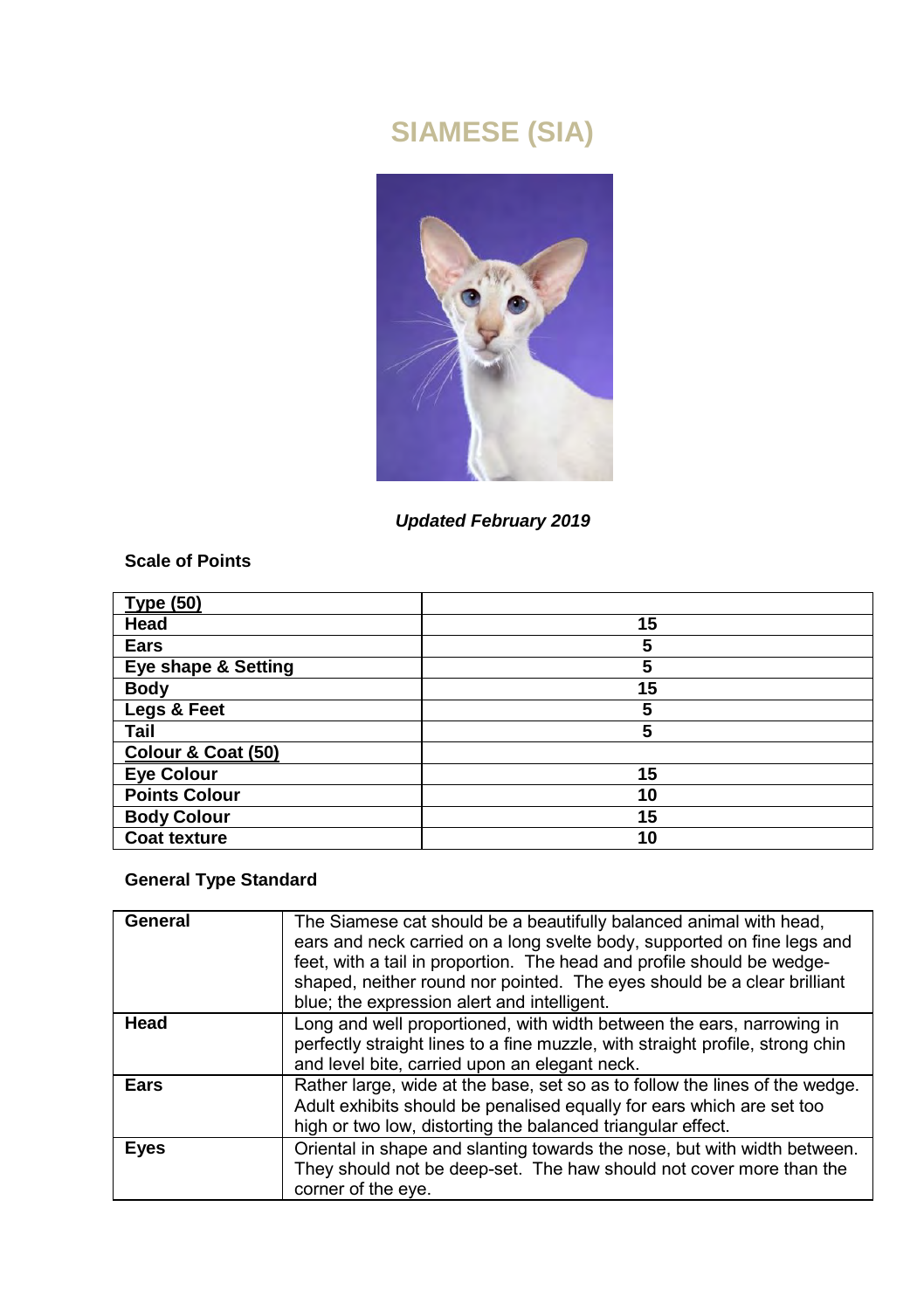# SIAMESE (SIA)

***Updated February 2019***

**Scale of Points**

| | |
|---|---|
| **Type (50)** | |
| **Head** | **15** |
| **Ears** | **5** |
| **Eye shape & Setting** | **5** |
| **Body** | **15** |
| **Legs & Feet** | **5** |
| **Tail** | **5** |
| **Colour & Coat (50)** | |
| **Eye Colour** | **15** |
| **Points Colour** | **10** |
| **Body Colour** | **15** |
| **Coat texture** | **10** |

**General Type Standard**

| | |
|---|---|
| **General** | The Siamese cat should be a beautifully balanced animal with head, ears and neck carried on a long svelte body, supported on fine legs and feet, with a tail in proportion. The head and profile should be wedge-shaped, neither round nor pointed. The eyes should be a clear brilliant blue; the expression alert and intelligent. |
| **Head** | Long and well proportioned, with width between the ears, narrowing in perfectly straight lines to a fine muzzle, with straight profile, strong chin and level bite, carried upon an elegant neck. |
| **Ears** | Rather large, wide at the base, set so as to follow the lines of the wedge. Adult exhibits should be penalised equally for ears which are set too high or two low, distorting the balanced triangular effect. |
| **Eyes** | Oriental in shape and slanting towards the nose, but with width between. They should not be deep-set. The haw should not cover more than the corner of the eye. |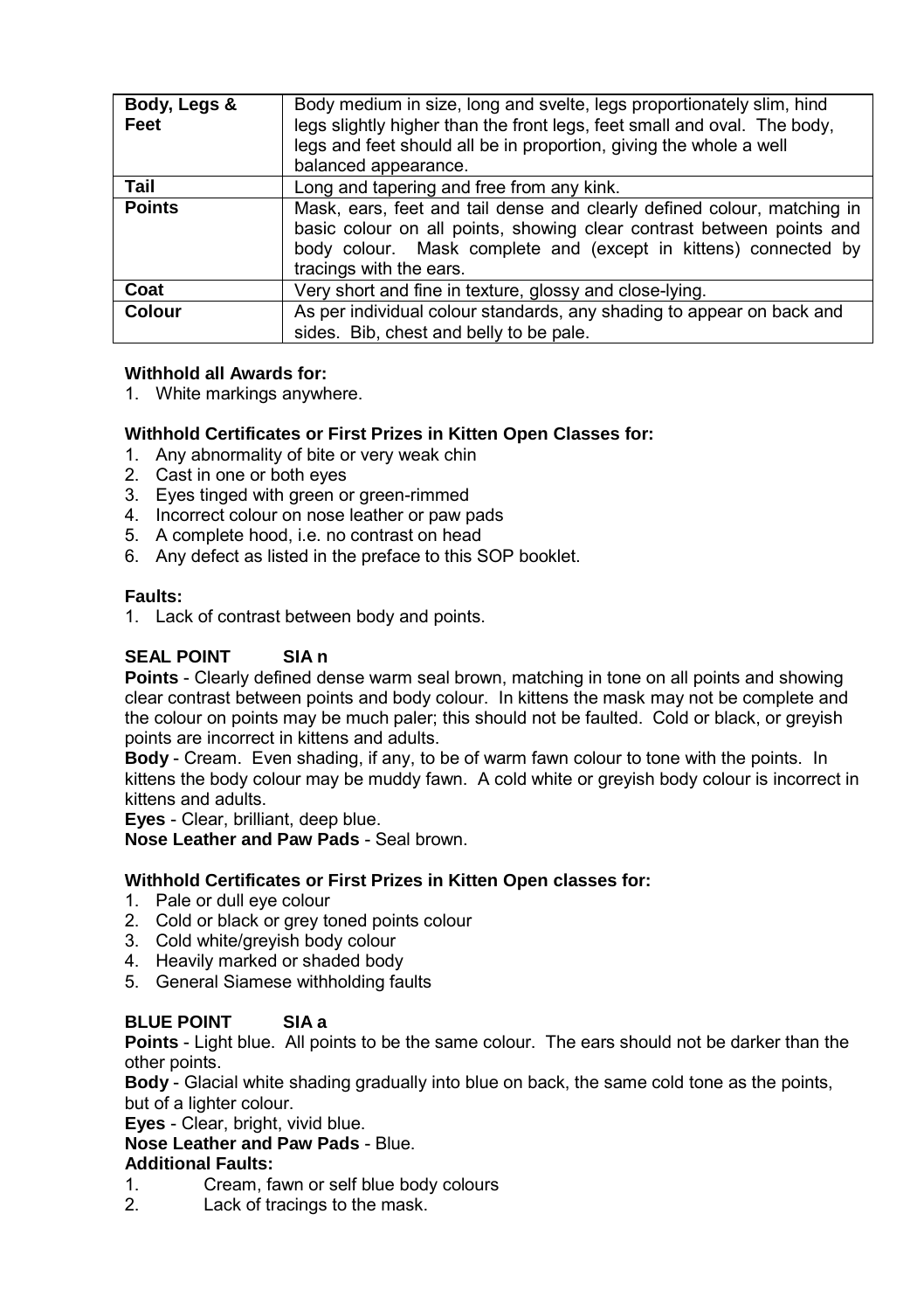| Body, Legs & Feet | Body medium in size, long and svelte, legs proportionately slim, hind legs slightly higher than the front legs, feet small and oval. The body, legs and feet should all be in proportion, giving the whole a well balanced appearance. |
|---|---|
| **Tail** | Long and tapering and free from any kink. |
| **Points** | Mask, ears, feet and tail dense and clearly defined colour, matching in basic colour on all points, showing clear contrast between points and body colour. Mask complete and (except in kittens) connected by tracings with the ears. |
| **Coat** | Very short and fine in texture, glossy and close-lying. |
| **Colour** | As per individual colour standards, any shading to appear on back and sides. Bib, chest and belly to be pale. |

**Withhold all Awards for:**

1. White markings anywhere.

**Withhold Certificates or First Prizes in Kitten Open Classes for:**

1. Any abnormality of bite or very weak chin
2. Cast in one or both eyes
3. Eyes tinged with green or green-rimmed
4. Incorrect colour on nose leather or paw pads
5. A complete hood, i.e. no contrast on head
6. Any defect as listed in the preface to this SOP booklet.

**Faults:**

1. Lack of contrast between body and points.

### SEAL POINT SIA n

**Points** - Clearly defined dense warm seal brown, matching in tone on all points and showing clear contrast between points and body colour. In kittens the mask may not be complete and the colour on points may be much paler; this should not be faulted. Cold or black, or greyish points are incorrect in kittens and adults.

**Body** - Cream. Even shading, if any, to be of warm fawn colour to tone with the points. In kittens the body colour may be muddy fawn. A cold white or greyish body colour is incorrect in kittens and adults.

**Eyes** - Clear, brilliant, deep blue.

**Nose Leather and Paw Pads** - Seal brown.

**Withhold Certificates or First Prizes in Kitten Open classes for:**

1. Pale or dull eye colour
2. Cold or black or grey toned points colour
3. Cold white/greyish body colour
4. Heavily marked or shaded body
5. General Siamese withholding faults

### BLUE POINT SIA a

**Points** - Light blue. All points to be the same colour. The ears should not be darker than the other points.

**Body** - Glacial white shading gradually into blue on back, the same cold tone as the points, but of a lighter colour.

**Eyes** - Clear, bright, vivid blue.

**Nose Leather and Paw Pads** - Blue.

**Additional Faults:**

1. Cream, fawn or self blue body colours
2. Lack of tracings to the mask.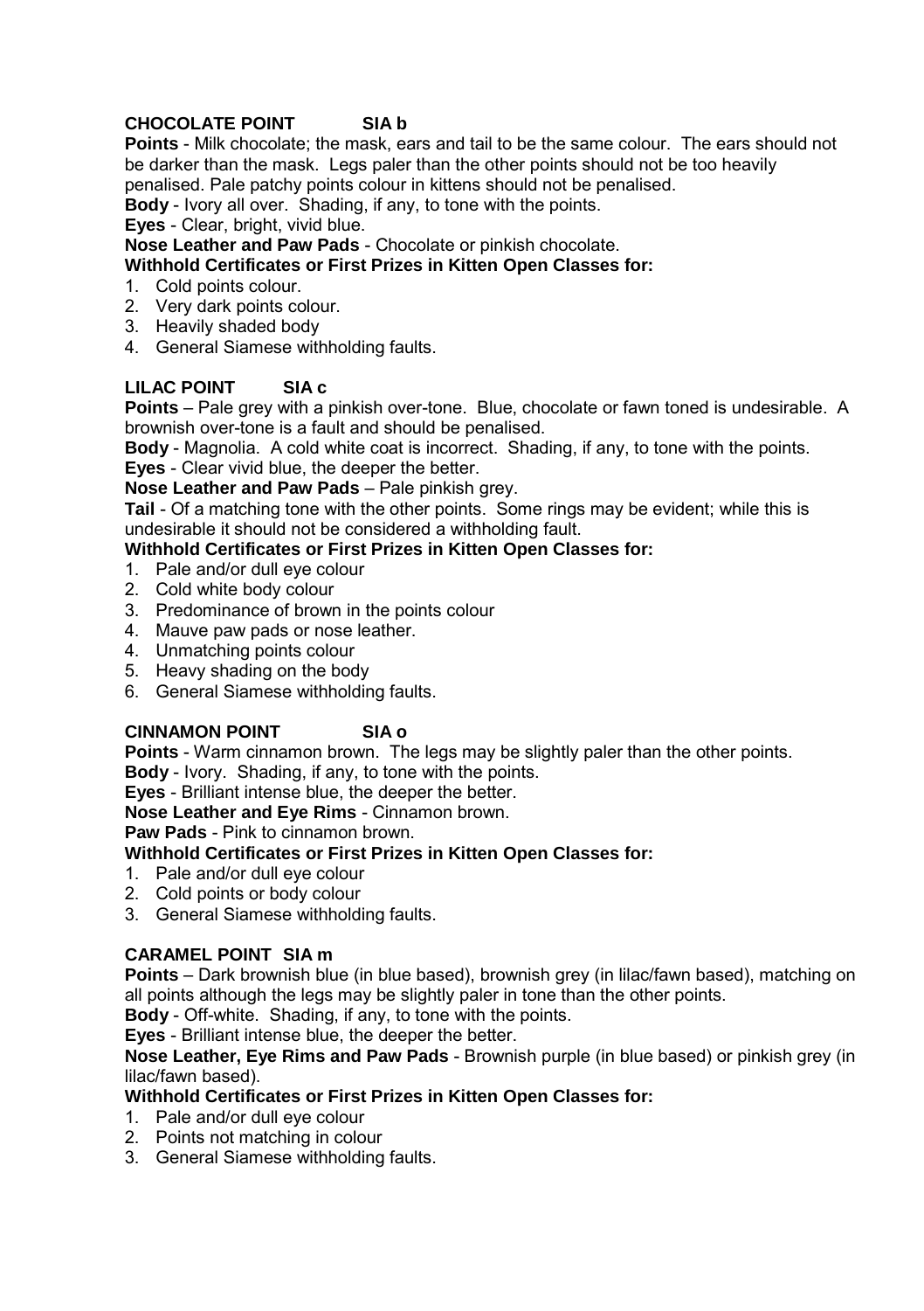## CHOCOLATE POINT SIA b

**Points** - Milk chocolate; the mask, ears and tail to be the same colour. The ears should not be darker than the mask. Legs paler than the other points should not be too heavily penalised. Pale patchy points colour in kittens should not be penalised.

**Body** - Ivory all over. Shading, if any, to tone with the points.

**Eyes** - Clear, bright, vivid blue.

**Nose Leather and Paw Pads** - Chocolate or pinkish chocolate.

**Withhold Certificates or First Prizes in Kitten Open Classes for:**

1. Cold points colour.
2. Very dark points colour.
3. Heavily shaded body
4. General Siamese withholding faults.

## LILAC POINT SIA c

**Points** – Pale grey with a pinkish over-tone. Blue, chocolate or fawn toned is undesirable. A brownish over-tone is a fault and should be penalised.

**Body** - Magnolia. A cold white coat is incorrect. Shading, if any, to tone with the points.

**Eyes** - Clear vivid blue, the deeper the better.

**Nose Leather and Paw Pads** – Pale pinkish grey.

**Tail** - Of a matching tone with the other points. Some rings may be evident; while this is undesirable it should not be considered a withholding fault.

**Withhold Certificates or First Prizes in Kitten Open Classes for:**

1. Pale and/or dull eye colour
2. Cold white body colour
3. Predominance of brown in the points colour
4. Mauve paw pads or nose leather.
4. Unmatching points colour
5. Heavy shading on the body
6. General Siamese withholding faults.

## CINNAMON POINT SIA o

**Points** - Warm cinnamon brown. The legs may be slightly paler than the other points.

**Body** - Ivory. Shading, if any, to tone with the points.

**Eyes** - Brilliant intense blue, the deeper the better.

**Nose Leather and Eye Rims** - Cinnamon brown.

**Paw Pads** - Pink to cinnamon brown.

**Withhold Certificates or First Prizes in Kitten Open Classes for:**

1. Pale and/or dull eye colour
2. Cold points or body colour
3. General Siamese withholding faults.

## CARAMEL POINT SIA m

**Points** – Dark brownish blue (in blue based), brownish grey (in lilac/fawn based), matching on all points although the legs may be slightly paler in tone than the other points.

**Body** - Off-white. Shading, if any, to tone with the points.

**Eyes** - Brilliant intense blue, the deeper the better.

**Nose Leather, Eye Rims and Paw Pads** - Brownish purple (in blue based) or pinkish grey (in lilac/fawn based).

**Withhold Certificates or First Prizes in Kitten Open Classes for:**

1. Pale and/or dull eye colour
2. Points not matching in colour
3. General Siamese withholding faults.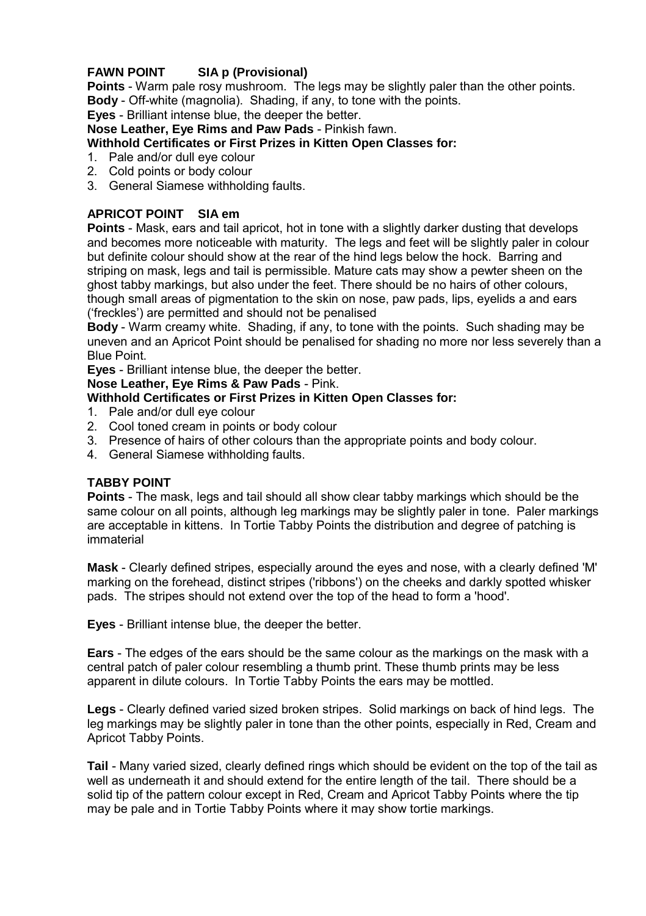### FAWN POINT SIA p (Provisional)

**Points** - Warm pale rosy mushroom. The legs may be slightly paler than the other points.
**Body** - Off-white (magnolia). Shading, if any, to tone with the points.
**Eyes** - Brilliant intense blue, the deeper the better.
**Nose Leather, Eye Rims and Paw Pads** - Pinkish fawn.
**Withhold Certificates or First Prizes in Kitten Open Classes for:**

1. Pale and/or dull eye colour
2. Cold points or body colour
3. General Siamese withholding faults.

### APRICOT POINT SIA em

**Points** - Mask, ears and tail apricot, hot in tone with a slightly darker dusting that develops and becomes more noticeable with maturity. The legs and feet will be slightly paler in colour but definite colour should show at the rear of the hind legs below the hock. Barring and striping on mask, legs and tail is permissible. Mature cats may show a pewter sheen on the ghost tabby markings, but also under the feet. There should be no hairs of other colours, though small areas of pigmentation to the skin on nose, paw pads, lips, eyelids a and ears ('freckles') are permitted and should not be penalised
**Body** - Warm creamy white. Shading, if any, to tone with the points. Such shading may be uneven and an Apricot Point should be penalised for shading no more nor less severely than a Blue Point.
**Eyes** - Brilliant intense blue, the deeper the better.
**Nose Leather, Eye Rims & Paw Pads** - Pink.
**Withhold Certificates or First Prizes in Kitten Open Classes for:**

1. Pale and/or dull eye colour
2. Cool toned cream in points or body colour
3. Presence of hairs of other colours than the appropriate points and body colour.
4. General Siamese withholding faults.

### TABBY POINT

**Points** - The mask, legs and tail should all show clear tabby markings which should be the same colour on all points, although leg markings may be slightly paler in tone. Paler markings are acceptable in kittens. In Tortie Tabby Points the distribution and degree of patching is immaterial

**Mask** - Clearly defined stripes, especially around the eyes and nose, with a clearly defined 'M' marking on the forehead, distinct stripes ('ribbons') on the cheeks and darkly spotted whisker pads. The stripes should not extend over the top of the head to form a 'hood'.

**Eyes** - Brilliant intense blue, the deeper the better.

**Ears** - The edges of the ears should be the same colour as the markings on the mask with a central patch of paler colour resembling a thumb print. These thumb prints may be less apparent in dilute colours. In Tortie Tabby Points the ears may be mottled.

**Legs** - Clearly defined varied sized broken stripes. Solid markings on back of hind legs. The leg markings may be slightly paler in tone than the other points, especially in Red, Cream and Apricot Tabby Points.

**Tail** - Many varied sized, clearly defined rings which should be evident on the top of the tail as well as underneath it and should extend for the entire length of the tail. There should be a solid tip of the pattern colour except in Red, Cream and Apricot Tabby Points where the tip may be pale and in Tortie Tabby Points where it may show tortie markings.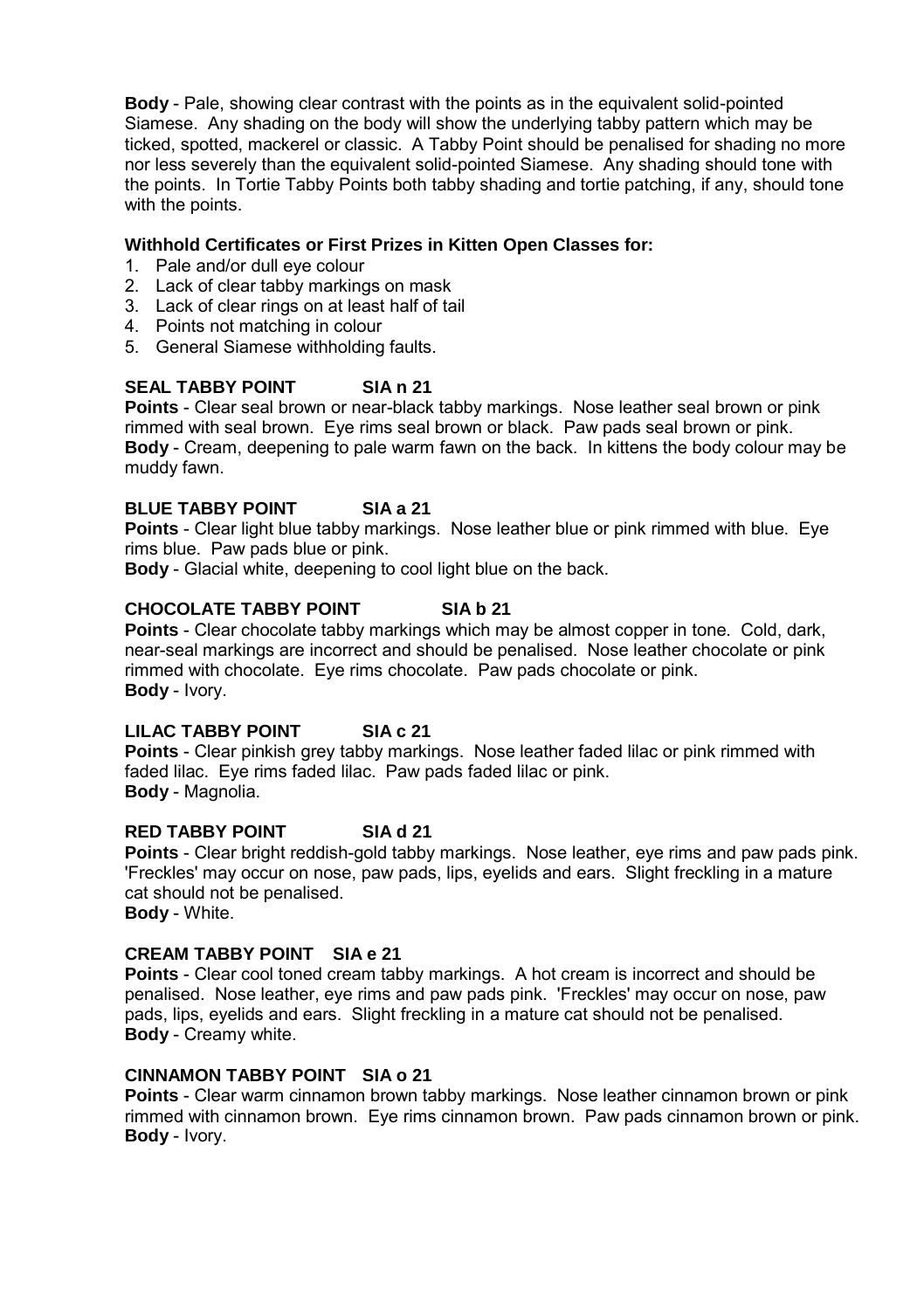**Body** - Pale, showing clear contrast with the points as in the equivalent solid-pointed Siamese. Any shading on the body will show the underlying tabby pattern which may be ticked, spotted, mackerel or classic. A Tabby Point should be penalised for shading no more nor less severely than the equivalent solid-pointed Siamese. Any shading should tone with the points. In Tortie Tabby Points both tabby shading and tortie patching, if any, should tone with the points.

**Withhold Certificates or First Prizes in Kitten Open Classes for:**

1. Pale and/or dull eye colour
2. Lack of clear tabby markings on mask
3. Lack of clear rings on at least half of tail
4. Points not matching in colour
5. General Siamese withholding faults.

### SEAL TABBY POINT SIA n 21

**Points** - Clear seal brown or near-black tabby markings. Nose leather seal brown or pink rimmed with seal brown. Eye rims seal brown or black. Paw pads seal brown or pink.
**Body** - Cream, deepening to pale warm fawn on the back. In kittens the body colour may be muddy fawn.

### BLUE TABBY POINT SIA a 21

**Points** - Clear light blue tabby markings. Nose leather blue or pink rimmed with blue. Eye rims blue. Paw pads blue or pink.
**Body** - Glacial white, deepening to cool light blue on the back.

### CHOCOLATE TABBY POINT SIA b 21

**Points** - Clear chocolate tabby markings which may be almost copper in tone. Cold, dark, near-seal markings are incorrect and should be penalised. Nose leather chocolate or pink rimmed with chocolate. Eye rims chocolate. Paw pads chocolate or pink.
**Body** - Ivory.

### LILAC TABBY POINT SIA c 21

**Points** - Clear pinkish grey tabby markings. Nose leather faded lilac or pink rimmed with faded lilac. Eye rims faded lilac. Paw pads faded lilac or pink.
**Body** - Magnolia.

### RED TABBY POINT SIA d 21

**Points** - Clear bright reddish-gold tabby markings. Nose leather, eye rims and paw pads pink. 'Freckles' may occur on nose, paw pads, lips, eyelids and ears. Slight freckling in a mature cat should not be penalised.
**Body** - White.

### CREAM TABBY POINT SIA e 21

**Points** - Clear cool toned cream tabby markings. A hot cream is incorrect and should be penalised. Nose leather, eye rims and paw pads pink. 'Freckles' may occur on nose, paw pads, lips, eyelids and ears. Slight freckling in a mature cat should not be penalised.
**Body** - Creamy white.

### CINNAMON TABBY POINT SIA o 21

**Points** - Clear warm cinnamon brown tabby markings. Nose leather cinnamon brown or pink rimmed with cinnamon brown. Eye rims cinnamon brown. Paw pads cinnamon brown or pink.
**Body** - Ivory.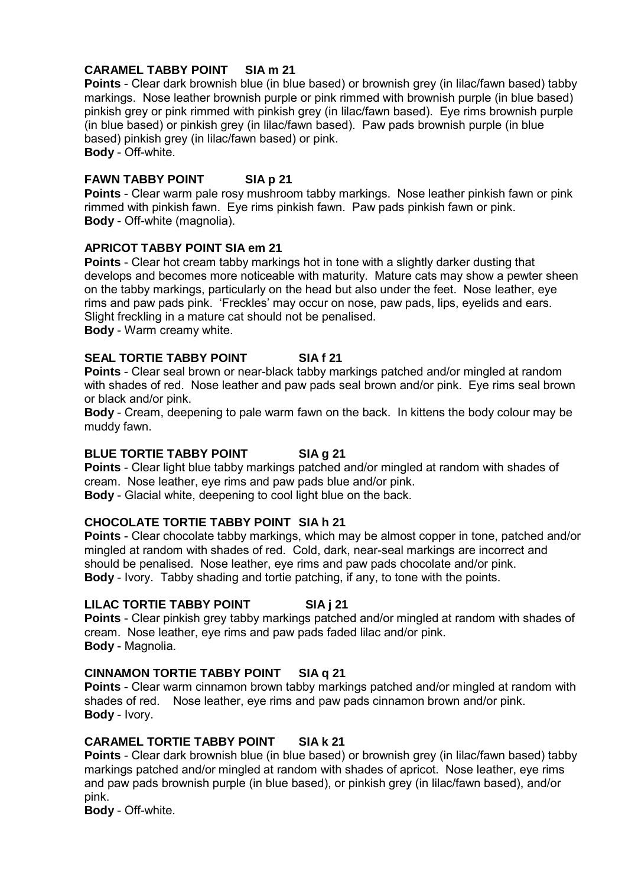**CARAMEL TABBY POINT SIA m 21**
**Points** - Clear dark brownish blue (in blue based) or brownish grey (in lilac/fawn based) tabby markings. Nose leather brownish purple or pink rimmed with brownish purple (in blue based) pinkish grey or pink rimmed with pinkish grey (in lilac/fawn based). Eye rims brownish purple (in blue based) or pinkish grey (in lilac/fawn based). Paw pads brownish purple (in blue based) pinkish grey (in lilac/fawn based) or pink.
**Body** - Off-white.

**FAWN TABBY POINT SIA p 21**
**Points** - Clear warm pale rosy mushroom tabby markings. Nose leather pinkish fawn or pink rimmed with pinkish fawn. Eye rims pinkish fawn. Paw pads pinkish fawn or pink.
**Body** - Off-white (magnolia).

**APRICOT TABBY POINT SIA em 21**
**Points** - Clear hot cream tabby markings hot in tone with a slightly darker dusting that develops and becomes more noticeable with maturity. Mature cats may show a pewter sheen on the tabby markings, particularly on the head but also under the feet. Nose leather, eye rims and paw pads pink. 'Freckles' may occur on nose, paw pads, lips, eyelids and ears. Slight freckling in a mature cat should not be penalised.
**Body** - Warm creamy white.

**SEAL TORTIE TABBY POINT SIA f 21**
**Points** - Clear seal brown or near-black tabby markings patched and/or mingled at random with shades of red. Nose leather and paw pads seal brown and/or pink. Eye rims seal brown or black and/or pink.
**Body** - Cream, deepening to pale warm fawn on the back. In kittens the body colour may be muddy fawn.

**BLUE TORTIE TABBY POINT SIA g 21**
**Points** - Clear light blue tabby markings patched and/or mingled at random with shades of cream. Nose leather, eye rims and paw pads blue and/or pink.
**Body** - Glacial white, deepening to cool light blue on the back.

**CHOCOLATE TORTIE TABBY POINT SIA h 21**
**Points** - Clear chocolate tabby markings, which may be almost copper in tone, patched and/or mingled at random with shades of red. Cold, dark, near-seal markings are incorrect and should be penalised. Nose leather, eye rims and paw pads chocolate and/or pink.
**Body** - Ivory. Tabby shading and tortie patching, if any, to tone with the points.

**LILAC TORTIE TABBY POINT SIA j 21**
**Points** - Clear pinkish grey tabby markings patched and/or mingled at random with shades of cream. Nose leather, eye rims and paw pads faded lilac and/or pink.
**Body** - Magnolia.

**CINNAMON TORTIE TABBY POINT SIA q 21**
**Points** - Clear warm cinnamon brown tabby markings patched and/or mingled at random with shades of red. Nose leather, eye rims and paw pads cinnamon brown and/or pink.
**Body** - Ivory.

**CARAMEL TORTIE TABBY POINT SIA k 21**
**Points** - Clear dark brownish blue (in blue based) or brownish grey (in lilac/fawn based) tabby markings patched and/or mingled at random with shades of apricot. Nose leather, eye rims and paw pads brownish purple (in blue based), or pinkish grey (in lilac/fawn based), and/or pink.
**Body** - Off-white.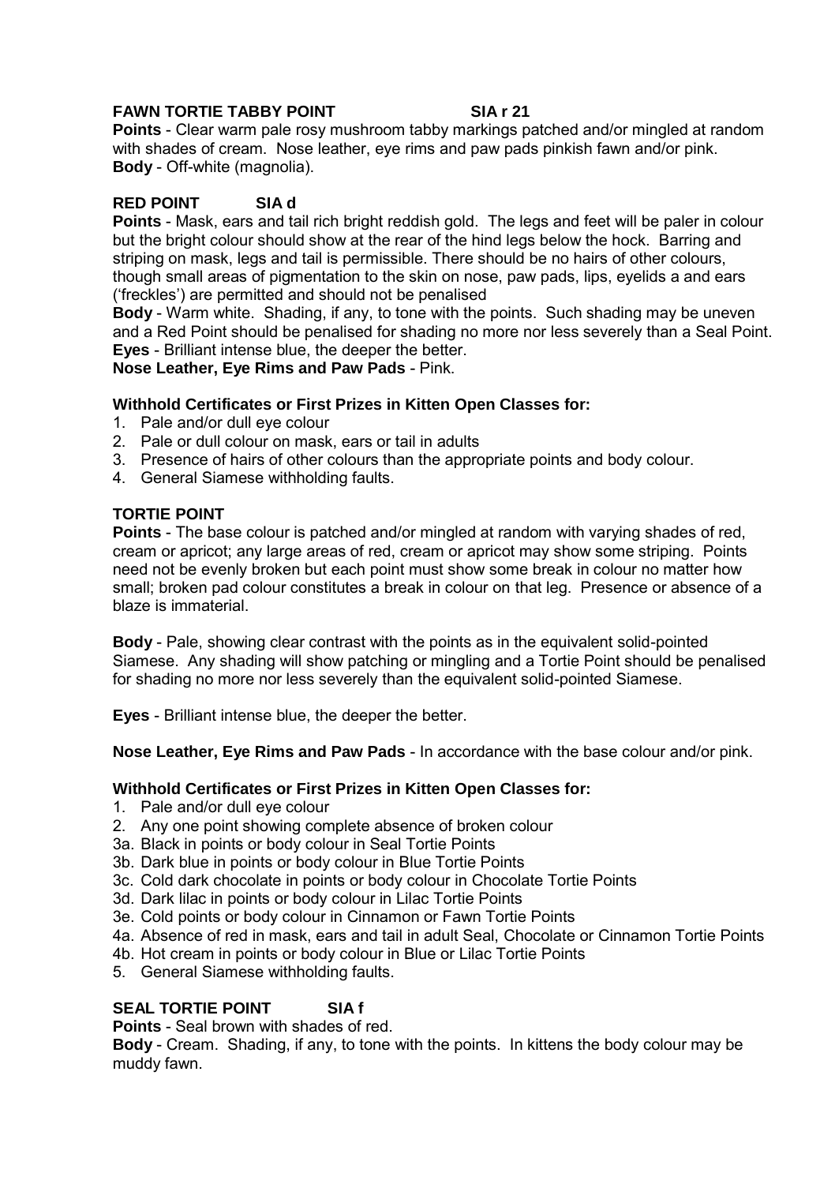### FAWN TORTIE TABBY POINT SIA r 21

**Points** - Clear warm pale rosy mushroom tabby markings patched and/or mingled at random with shades of cream. Nose leather, eye rims and paw pads pinkish fawn and/or pink.
**Body** - Off-white (magnolia).

### RED POINT SIA d

**Points** - Mask, ears and tail rich bright reddish gold. The legs and feet will be paler in colour but the bright colour should show at the rear of the hind legs below the hock. Barring and striping on mask, legs and tail is permissible. There should be no hairs of other colours, though small areas of pigmentation to the skin on nose, paw pads, lips, eyelids a and ears ('freckles') are permitted and should not be penalised
**Body** - Warm white. Shading, if any, to tone with the points. Such shading may be uneven and a Red Point should be penalised for shading no more nor less severely than a Seal Point.
**Eyes** - Brilliant intense blue, the deeper the better.
**Nose Leather, Eye Rims and Paw Pads** - Pink.

**Withhold Certificates or First Prizes in Kitten Open Classes for:**

1. Pale and/or dull eye colour
2. Pale or dull colour on mask, ears or tail in adults
3. Presence of hairs of other colours than the appropriate points and body colour.
4. General Siamese withholding faults.

### TORTIE POINT

**Points** - The base colour is patched and/or mingled at random with varying shades of red, cream or apricot; any large areas of red, cream or apricot may show some striping. Points need not be evenly broken but each point must show some break in colour no matter how small; broken pad colour constitutes a break in colour on that leg. Presence or absence of a blaze is immaterial.

**Body** - Pale, showing clear contrast with the points as in the equivalent solid-pointed Siamese. Any shading will show patching or mingling and a Tortie Point should be penalised for shading no more nor less severely than the equivalent solid-pointed Siamese.

**Eyes** - Brilliant intense blue, the deeper the better.

**Nose Leather, Eye Rims and Paw Pads** - In accordance with the base colour and/or pink.

**Withhold Certificates or First Prizes in Kitten Open Classes for:**

1. Pale and/or dull eye colour
2. Any one point showing complete absence of broken colour

3a. Black in points or body colour in Seal Tortie Points
3b. Dark blue in points or body colour in Blue Tortie Points
3c. Cold dark chocolate in points or body colour in Chocolate Tortie Points
3d. Dark lilac in points or body colour in Lilac Tortie Points
3e. Cold points or body colour in Cinnamon or Fawn Tortie Points
4a. Absence of red in mask, ears and tail in adult Seal, Chocolate or Cinnamon Tortie Points
4b. Hot cream in points or body colour in Blue or Lilac Tortie Points
5. General Siamese withholding faults.

### SEAL TORTIE POINT SIA f

**Points** - Seal brown with shades of red.
**Body** - Cream. Shading, if any, to tone with the points. In kittens the body colour may be muddy fawn.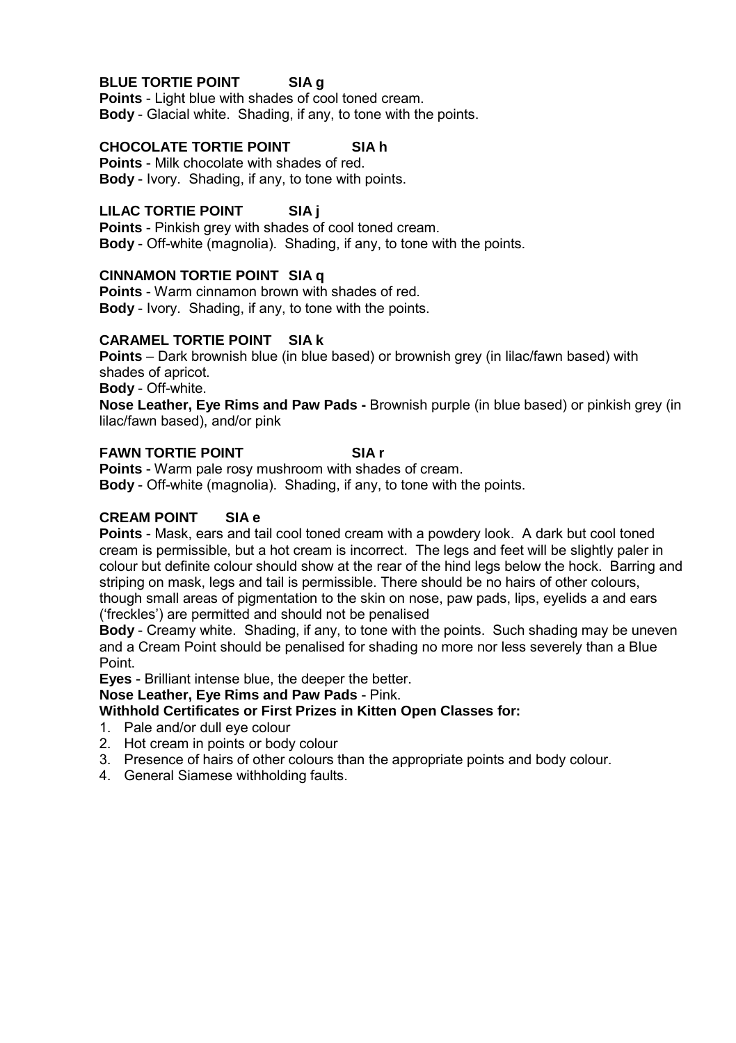### BLUE TORTIE POINT SIA g

**Points** - Light blue with shades of cool toned cream.
**Body** - Glacial white. Shading, if any, to tone with the points.

### CHOCOLATE TORTIE POINT SIA h

**Points** - Milk chocolate with shades of red.
**Body** - Ivory. Shading, if any, to tone with points.

### LILAC TORTIE POINT SIA j

**Points** - Pinkish grey with shades of cool toned cream.
**Body** - Off-white (magnolia). Shading, if any, to tone with the points.

### CINNAMON TORTIE POINT SIA q

**Points** - Warm cinnamon brown with shades of red.
**Body** - Ivory. Shading, if any, to tone with the points.

### CARAMEL TORTIE POINT SIA k

**Points** – Dark brownish blue (in blue based) or brownish grey (in lilac/fawn based) with shades of apricot.
**Body** - Off-white.
**Nose Leather, Eye Rims and Paw Pads -** Brownish purple (in blue based) or pinkish grey (in lilac/fawn based), and/or pink

### FAWN TORTIE POINT SIA r

**Points** - Warm pale rosy mushroom with shades of cream.
**Body** - Off-white (magnolia). Shading, if any, to tone with the points.

### CREAM POINT SIA e

**Points** - Mask, ears and tail cool toned cream with a powdery look. A dark but cool toned cream is permissible, but a hot cream is incorrect. The legs and feet will be slightly paler in colour but definite colour should show at the rear of the hind legs below the hock. Barring and striping on mask, legs and tail is permissible. There should be no hairs of other colours, though small areas of pigmentation to the skin on nose, paw pads, lips, eyelids a and ears ('freckles') are permitted and should not be penalised
**Body** - Creamy white. Shading, if any, to tone with the points. Such shading may be uneven and a Cream Point should be penalised for shading no more nor less severely than a Blue Point.
**Eyes** - Brilliant intense blue, the deeper the better.
**Nose Leather, Eye Rims and Paw Pads** - Pink.
**Withhold Certificates or First Prizes in Kitten Open Classes for:**

1. Pale and/or dull eye colour
2. Hot cream in points or body colour
3. Presence of hairs of other colours than the appropriate points and body colour.
4. General Siamese withholding faults.